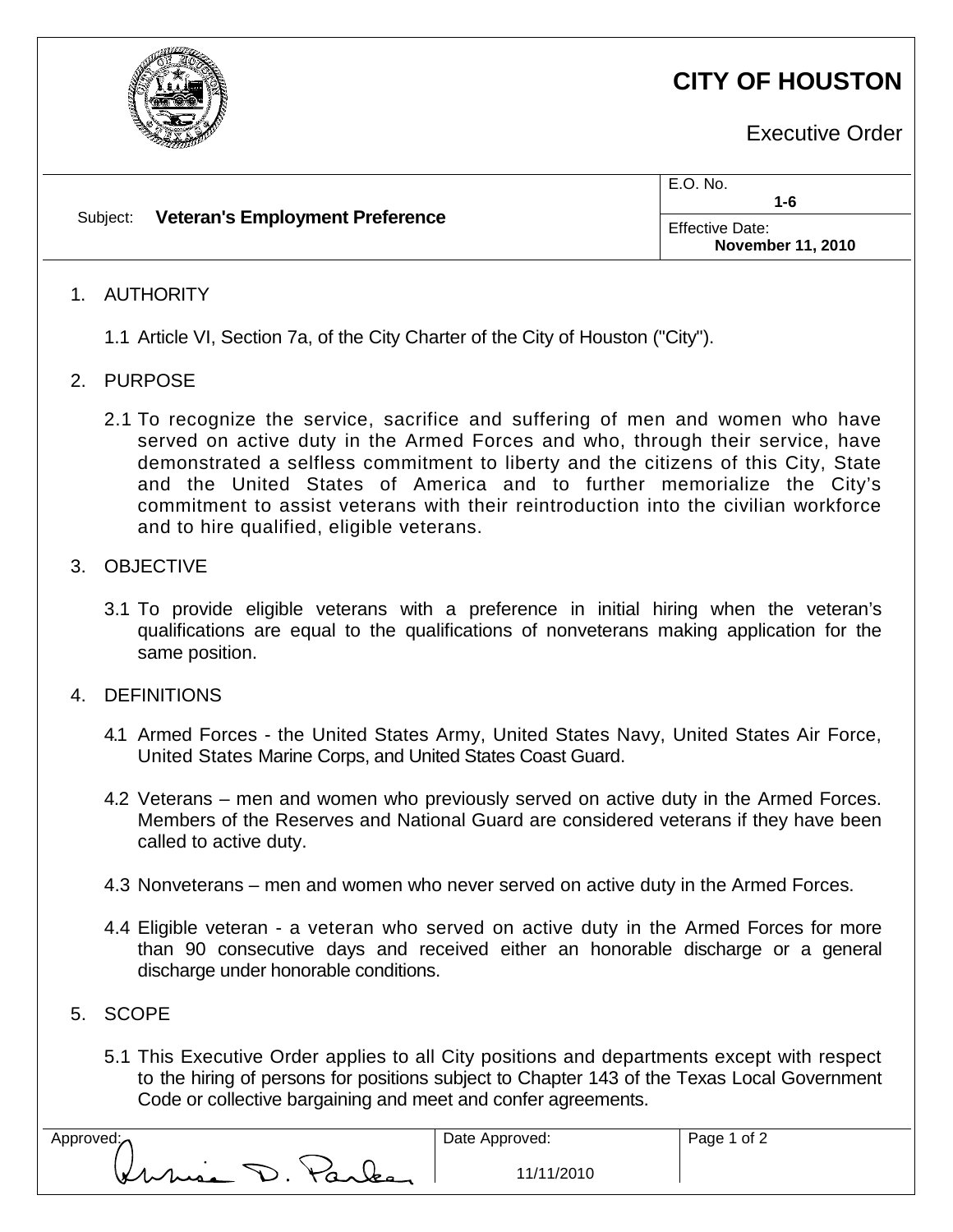# CITY OF HOUSTON

Executive Order

| Subject: **Veteran's Employment Preference** | E.O. No. **1-6** |
| --- | --- |
| | Effective Date: **November 11, 2010** |

1. AUTHORITY

   1.1 Article VI, Section 7a, of the City Charter of the City of Houston ("City").

2. PURPOSE

   2.1 To recognize the service, sacrifice and suffering of men and women who have served on active duty in the Armed Forces and who, through their service, have demonstrated a selfless commitment to liberty and the citizens of this City, State and the United States of America and to further memorialize the City's commitment to assist veterans with their reintroduction into the civilian workforce and to hire qualified, eligible veterans.

3. OBJECTIVE

   3.1 To provide eligible veterans with a preference in initial hiring when the veteran's qualifications are equal to the qualifications of nonveterans making application for the same position.

4. DEFINITIONS

   4.1 Armed Forces - the United States Army, United States Navy, United States Air Force, United States Marine Corps, and United States Coast Guard.

   4.2 Veterans – men and women who previously served on active duty in the Armed Forces. Members of the Reserves and National Guard are considered veterans if they have been called to active duty.

   4.3 Nonveterans – men and women who never served on active duty in the Armed Forces.

   4.4 Eligible veteran - a veteran who served on active duty in the Armed Forces for more than 90 consecutive days and received either an honorable discharge or a general discharge under honorable conditions.

5. SCOPE

   5.1 This Executive Order applies to all City positions and departments except with respect to the hiring of persons for positions subject to Chapter 143 of the Texas Local Government Code or collective bargaining and meet and confer agreements.

| Approved: Annise D. Parker | Date Approved: 11/11/2010 |
| --- | --- |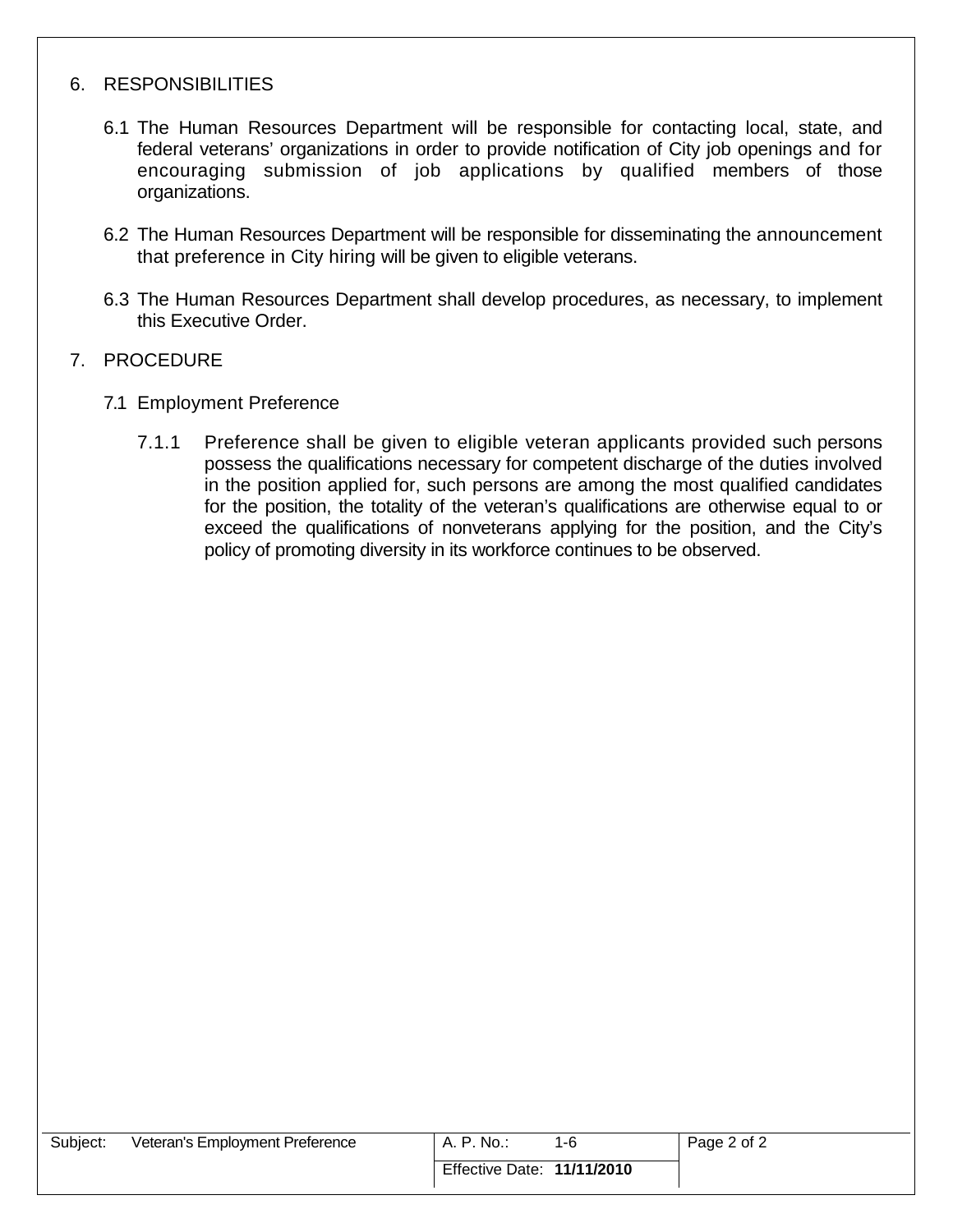## 6. RESPONSIBILITIES

6.1 The Human Resources Department will be responsible for contacting local, state, and federal veterans' organizations in order to provide notification of City job openings and for encouraging submission of job applications by qualified members of those organizations.

6.2 The Human Resources Department will be responsible for disseminating the announcement that preference in City hiring will be given to eligible veterans.

6.3 The Human Resources Department shall develop procedures, as necessary, to implement this Executive Order.

## 7. PROCEDURE

### 7.1 Employment Preference

7.1.1 Preference shall be given to eligible veteran applicants provided such persons possess the qualifications necessary for competent discharge of the duties involved in the position applied for, such persons are among the most qualified candidates for the position, the totality of the veteran's qualifications are otherwise equal to or exceed the qualifications of nonveterans applying for the position, and the City's policy of promoting diversity in its workforce continues to be observed.